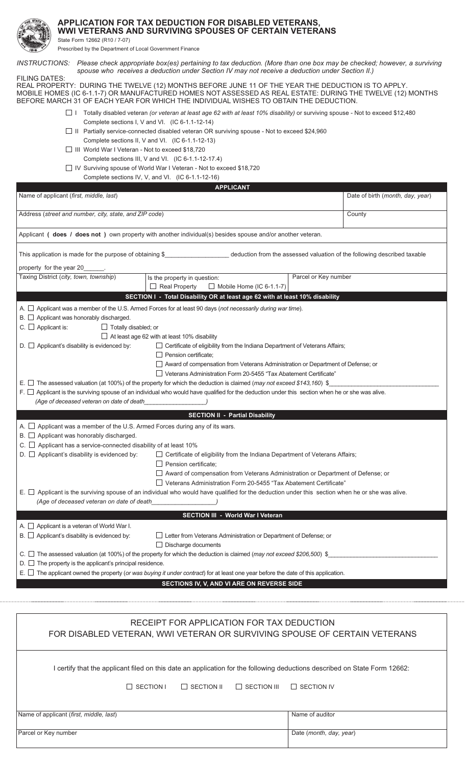# APPLICATION FOR TAX DEDUCTION FOR DISABLED VETERANS, WWI VETERANS AND SURVIVING SPOUSES OF CERTAIN VETERANS

State Form 12662 (R10 / 7-07)
Prescribed by the Department of Local Government Finance

*INSTRUCTIONS: Please check appropriate box(es) pertaining to tax deduction. (More than one box may be checked; however, a surviving spouse who receives a deduction under Section IV may not receive a deduction under Section II.)*

FILING DATES:
REAL PROPERTY: DURING THE TWELVE (12) MONTHS BEFORE JUNE 11 OF THE YEAR THE DEDUCTION IS TO APPLY.
MOBILE HOMES (IC 6-1.1-7) OR MANUFACTURED HOMES NOT ASSESSED AS REAL ESTATE: DURING THE TWELVE (12) MONTHS BEFORE MARCH 31 OF EACH YEAR FOR WHICH THE INDIVIDUAL WISHES TO OBTAIN THE DEDUCTION.

- ☐ I Totally disabled veteran *(or veteran at least age 62 with at least 10% disability)* or surviving spouse - Not to exceed $12,480
  Complete sections I, V and VI. (IC 6-1.1-12-14)
- ☐ II Partially service-connected disabled veteran OR surviving spouse - Not to exceed $24,960
  Complete sections II, V and VI. (IC 6-1.1-12-13)
- ☐ III World War I Veteran - Not to exceed $18,720
  Complete sections III, V and VI. (IC 6-1.1-12-17.4)
- ☐ IV Surviving spouse of World War I Veteran - Not to exceed $18,720
  Complete sections IV, V, and VI. (IC 6-1.1-12-16)

## APPLICANT

| Name of applicant (*first, middle, last*) | Date of birth (*month, day, year*) |
|---|---|
| | |
| **Address** (*street and number, city, state, and ZIP code*) | County |
| | |

Applicant **( does / does not )** own property with another individual(s) besides spouse and/or another veteran.

This application is made for the purpose of obtaining $__________________ deduction from the assessed valuation of the following described taxable property for the year 20______.

| Taxing District (*city, town, township*) | Is the property in question: ☐ Real Property ☐ Mobile Home (IC 6-1.1-7) | Parcel or Key number |
|---|---|---|
| | | |

## SECTION I - Total Disability OR at least age 62 with at least 10% disability

A. ☐ Applicant was a member of the U.S. Armed Forces for at least 90 days (*not necessarily during war time*).
B. ☐ Applicant was honorably discharged.
C. ☐ Applicant is: ☐ Totally disabled; or ☐ At least age 62 with at least 10% disability
D. ☐ Applicant's disability is evidenced by:
- ☐ Certificate of eligibility from the Indiana Department of Veterans Affairs;
- ☐ Pension certificate;
- ☐ Award of compensation from Veterans Administration or Department of Defense; or
- ☐ Veterans Administration Form 20-5455 "Tax Abatement Certificate"

E. ☐ The assessed valuation (at 100%) of the property for which the deduction is claimed (*may not exceed $143,160*) $______________________________
F. ☐ Applicant is the surviving spouse of an individual who would have qualified for the deduction under this section when he or she was alive.
*(Age of deceased veteran on date of death__________________)*

## SECTION II - Partial Disability

A. ☐ Applicant was a member of the U.S. Armed Forces during any of its wars.
B. ☐ Applicant was honorably discharged.
C. ☐ Applicant has a service-connected disability of at least 10%
D. ☐ Applicant's disability is evidenced by:
- ☐ Certificate of eligibility from the Indiana Department of Veterans Affairs;
- ☐ Pension certificate;
- ☐ Award of compensation from Veterans Administration or Department of Defense; or
- ☐ Veterans Administration Form 20-5455 "Tax Abatement Certificate"

E. ☐ Applicant is the surviving spouse of an individual who would have qualified for the deduction under this section when he or she was alive.
*(Age of deceased veteran on date of death__________________)*

## SECTION III - World War I Veteran

A. ☐ Applicant is a veteran of World War I.
B. ☐ Applicant's disability is evidenced by:
- ☐ Letter from Veterans Administration or Department of Defense; or
- ☐ Discharge documents

C. ☐ The assessed valuation (at 100%) of the property for which the deduction is claimed (*may not exceed $206,500*) $______________________________
D. ☐ The property is the applicant's principal residence.
E. ☐ The applicant owned the property (*or was buying it under contract*) for at least one year before the date of this application.

**SECTIONS IV, V, AND VI ARE ON REVERSE SIDE**

---

## RECEIPT FOR APPLICATION FOR TAX DEDUCTION FOR DISABLED VETERAN, WWI VETERAN OR SURVIVING SPOUSE OF CERTAIN VETERANS

I certify that the applicant filed on this date an application for the following deductions described on State Form 12662:

☐ SECTION I ☐ SECTION II ☐ SECTION III ☐ SECTION IV

| Name of applicant (*first, middle, last*) | Name of auditor |
|---|---|
| | |
| Parcel or Key number | Date (*month, day, year*) |
| | |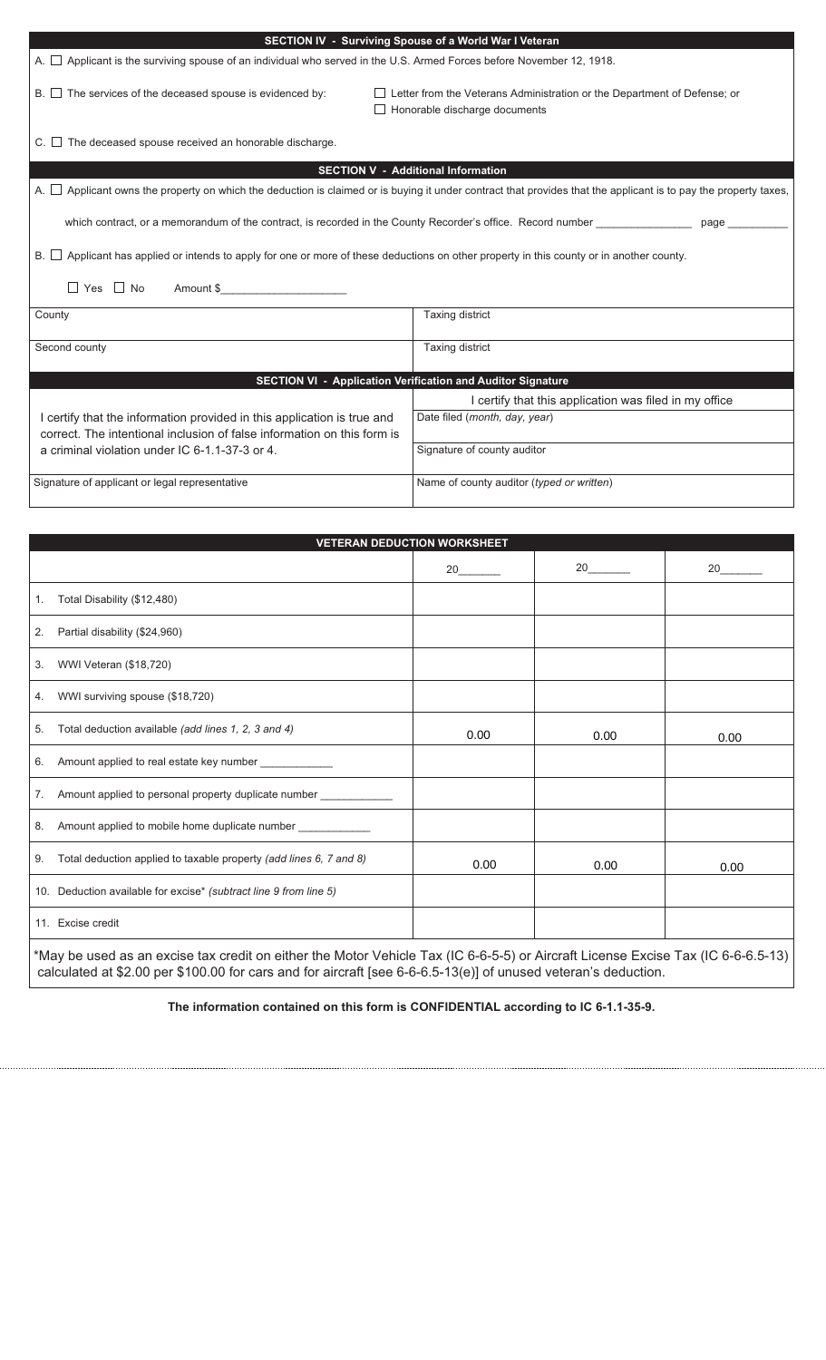## SECTION IV - Surviving Spouse of a World War I Veteran

A. ☐ Applicant is the surviving spouse of an individual who served in the U.S. Armed Forces before November 12, 1918.

B. ☐ The services of the deceased spouse is evidenced by: ☐ Letter from the Veterans Administration or the Department of Defense; or ☐ Honorable discharge documents

C. ☐ The deceased spouse received an honorable discharge.

## SECTION V - Additional Information

A. ☐ Applicant owns the property on which the deduction is claimed or is buying it under contract that provides that the applicant is to pay the property taxes, which contract, or a memorandum of the contract, is recorded in the County Recorder's office. Record number ________________ page __________

B. ☐ Applicant has applied or intends to apply for one or more of these deductions on other property in this county or in another county.

☐ Yes ☐ No Amount $____________________

| | |
|---|---|
| County | Taxing district |
| Second county | Taxing district |

## SECTION VI - Application Verification and Auditor Signature

| | |
|---|---|
| I certify that the information provided in this application is true and correct. The intentional inclusion of false information on this form is a criminal violation under IC 6-1.1-37-3 or 4. | I certify that this application was filed in my office |
| | Date filed (*month, day, year*) |
| | Signature of county auditor |
| Signature of applicant or legal representative | Name of county auditor (*typed or written*) |

## VETERAN DEDUCTION WORKSHEET

| | 20_______ | 20_______ | 20_______ |
|---|---|---|---|
| 1. Total Disability ($12,480) | | | |
| 2. Partial disability ($24,960) | | | |
| 3. WWI Veteran ($18,720) | | | |
| 4. WWI surviving spouse ($18,720) | | | |
| 5. Total deduction available *(add lines 1, 2, 3 and 4)* | 0.00 | 0.00 | 0.00 |
| 6. Amount applied to real estate key number ___________ | | | |
| 7. Amount applied to personal property duplicate number ___________ | | | |
| 8. Amount applied to mobile home duplicate number ___________ | | | |
| 9. Total deduction applied to taxable property *(add lines 6, 7 and 8)* | 0.00 | 0.00 | 0.00 |
| 10. Deduction available for excise* *(subtract line 9 from line 5)* | | | |
| 11. Excise credit | | | |

*May be used as an excise tax credit on either the Motor Vehicle Tax (IC 6-6-5-5) or Aircraft License Excise Tax (IC 6-6-6.5-13) calculated at $2.00 per $100.00 for cars and for aircraft [see 6-6-6.5-13(e)] of unused veteran's deduction.

**The information contained on this form is CONFIDENTIAL according to IC 6-1.1-35-9.**